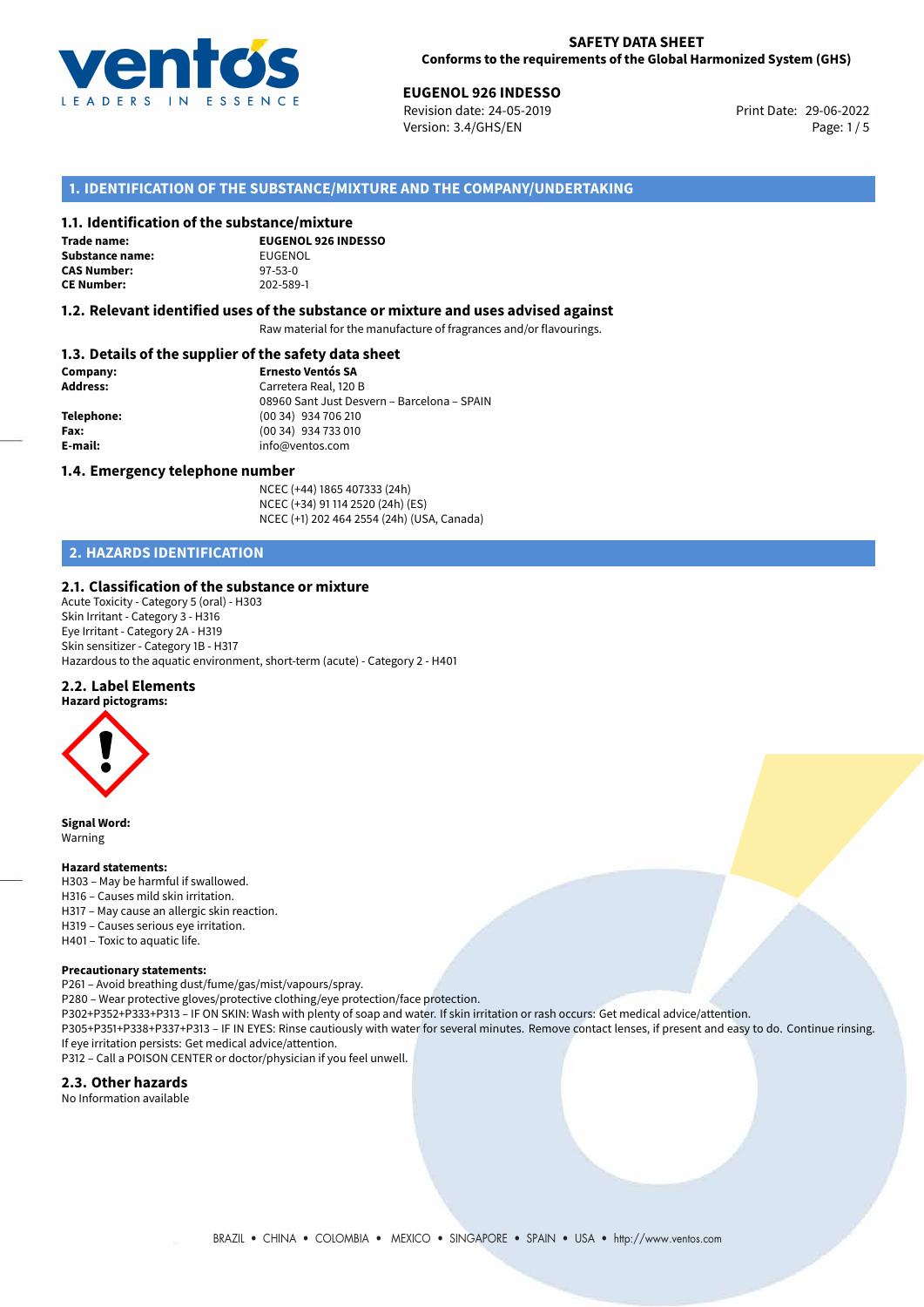**SAFETY DATA SHEET**
**Conforms to the requirements of the Global Harmonized System (GHS)**

**EUGENOL 926 INDESSO**
Revision date: 24-05-2019
Version: 3.4/GHS/EN
Print Date: 29-06-2022

## 1. IDENTIFICATION OF THE SUBSTANCE/MIXTURE AND THE COMPANY/UNDERTAKING

### 1.1. Identification of the substance/mixture

**Trade name:** **EUGENOL 926 INDESSO**
**Substance name:** EUGENOL
**CAS Number:** 97-53-0
**CE Number:** 202-589-1

### 1.2. Relevant identified uses of the substance or mixture and uses advised against

Raw material for the manufacture of fragrances and/or flavourings.

### 1.3. Details of the supplier of the safety data sheet

**Company:** **Ernesto Ventós SA**
**Address:** Carretera Real, 120 B
08960 Sant Just Desvern – Barcelona – SPAIN
**Telephone:** (00 34) 934 706 210
**Fax:** (00 34) 934 733 010
**E-mail:** info@ventos.com

### 1.4. Emergency telephone number

NCEC (+44) 1865 407333 (24h)
NCEC (+34) 91 114 2520 (24h) (ES)
NCEC (+1) 202 464 2554 (24h) (USA, Canada)

## 2. HAZARDS IDENTIFICATION

### 2.1. Classification of the substance or mixture

Acute Toxicity - Category 5 (oral) - H303
Skin Irritant - Category 3 - H316
Eye Irritant - Category 2A - H319
Skin sensitizer - Category 1B - H317
Hazardous to the aquatic environment, short-term (acute) - Category 2 - H401

### 2.2. Label Elements

**Hazard pictograms:**

**Signal Word:**
Warning

**Hazard statements:**
H303 – May be harmful if swallowed.
H316 – Causes mild skin irritation.
H317 – May cause an allergic skin reaction.
H319 – Causes serious eye irritation.
H401 – Toxic to aquatic life.

**Precautionary statements:**
P261 – Avoid breathing dust/fume/gas/mist/vapours/spray.
P280 – Wear protective gloves/protective clothing/eye protection/face protection.
P302+P352+P333+P313 – IF ON SKIN: Wash with plenty of soap and water. If skin irritation or rash occurs: Get medical advice/attention.
P305+P351+P338+P337+P313 – IF IN EYES: Rinse cautiously with water for several minutes. Remove contact lenses, if present and easy to do. Continue rinsing. If eye irritation persists: Get medical advice/attention.
P312 – Call a POISON CENTER or doctor/physician if you feel unwell.

### 2.3. Other hazards

No Information available

BRAZIL • CHINA • COLOMBIA • MEXICO • SINGAPORE • SPAIN • USA • http://www.ventos.com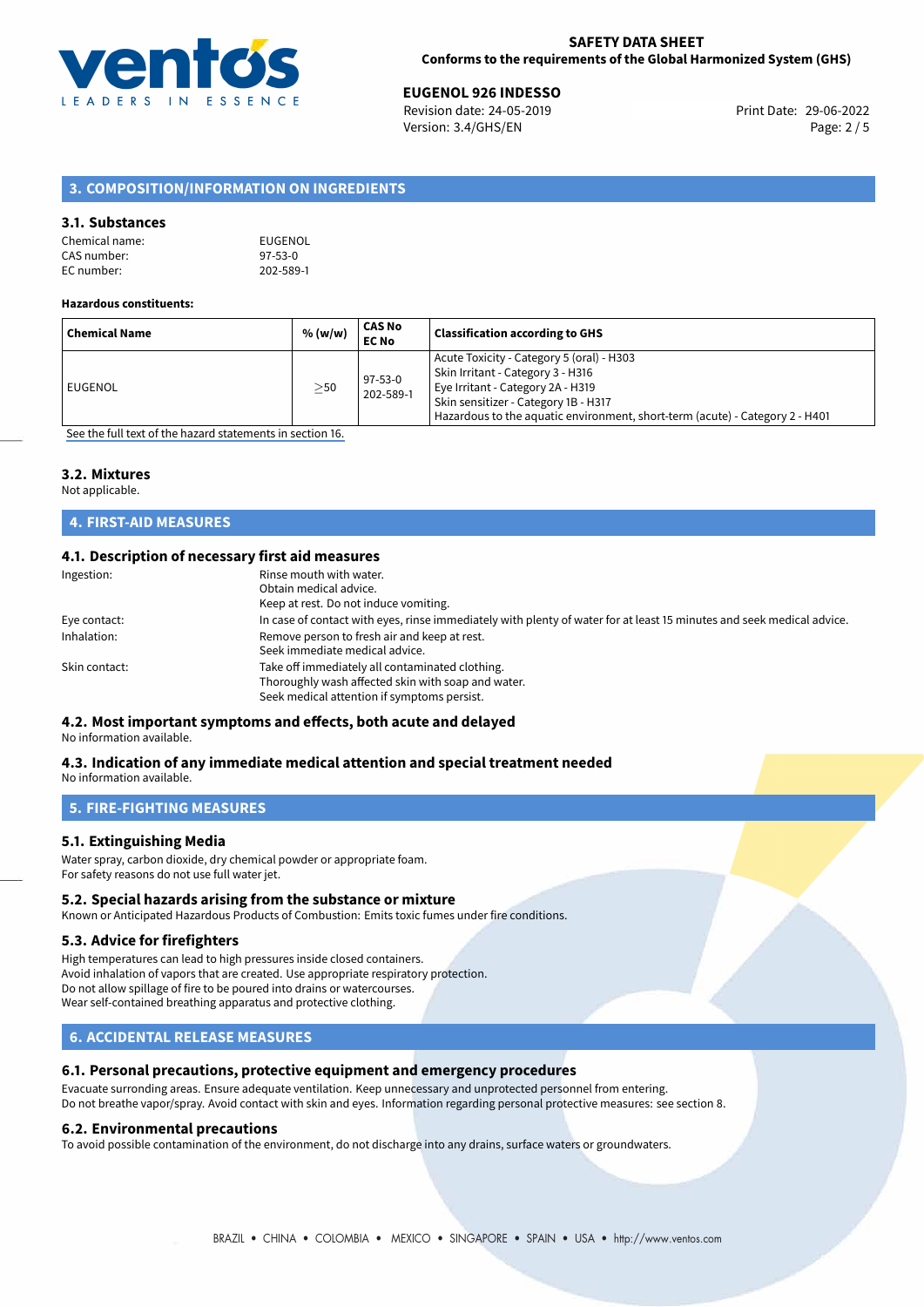## 3. COMPOSITION/INFORMATION ON INGREDIENTS

### 3.1. Substances

Chemical name: EUGENOL
CAS number: 97-53-0
EC number: 202-589-1

**Hazardous constituents:**

| Chemical Name | % (w/w) | CAS No EC No | Classification according to GHS |
|---|---|---|---|
| EUGENOL | $\geq$50 | 97-53-0 202-589-1 | Acute Toxicity - Category 5 (oral) - H303 Skin Irritant - Category 3 - H316 Eye Irritant - Category 2A - H319 Skin sensitizer - Category 1B - H317 Hazardous to the aquatic environment, short-term (acute) - Category 2 - H401 |

See the full text of the hazard statements in section 16.

### 3.2. Mixtures

Not applicable.

## 4. FIRST-AID MEASURES

### 4.1. Description of necessary first aid measures

Ingestion: Rinse mouth with water.
Obtain medical advice.
Keep at rest. Do not induce vomiting.

Eye contact: In case of contact with eyes, rinse immediately with plenty of water for at least 15 minutes and seek medical advice.

Inhalation: Remove person to fresh air and keep at rest.
Seek immediate medical advice.

Skin contact: Take off immediately all contaminated clothing.
Thoroughly wash affected skin with soap and water.
Seek medical attention if symptoms persist.

### 4.2. Most important symptoms and effects, both acute and delayed

No information available.

### 4.3. Indication of any immediate medical attention and special treatment needed

No information available.

## 5. FIRE-FIGHTING MEASURES

### 5.1. Extinguishing Media

Water spray, carbon dioxide, dry chemical powder or appropriate foam.
For safety reasons do not use full water jet.

### 5.2. Special hazards arising from the substance or mixture

Known or Anticipated Hazardous Products of Combustion: Emits toxic fumes under fire conditions.

### 5.3. Advice for firefighters

High temperatures can lead to high pressures inside closed containers.
Avoid inhalation of vapors that are created. Use appropriate respiratory protection.
Do not allow spillage of fire to be poured into drains or watercourses.
Wear self-contained breathing apparatus and protective clothing.

## 6. ACCIDENTAL RELEASE MEASURES

### 6.1. Personal precautions, protective equipment and emergency procedures

Evacuate surronding areas. Ensure adequate ventilation. Keep unnecessary and unprotected personnel from entering.
Do not breathe vapor/spray. Avoid contact with skin and eyes. Information regarding personal protective measures: see section 8.

### 6.2. Environmental precautions

To avoid possible contamination of the environment, do not discharge into any drains, surface waters or groundwaters.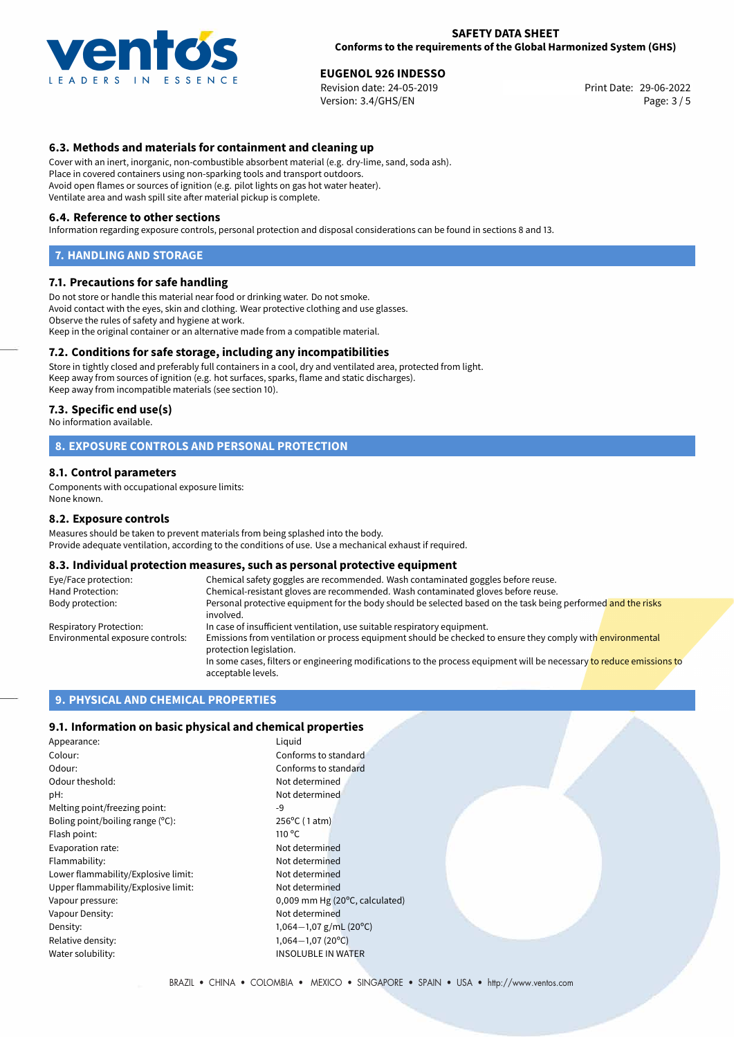### 6.3. Methods and materials for containment and cleaning up

Cover with an inert, inorganic, non-combustible absorbent material (e.g. dry-lime, sand, soda ash).
Place in covered containers using non-sparking tools and transport outdoors.
Avoid open flames or sources of ignition (e.g. pilot lights on gas hot water heater).
Ventilate area and wash spill site after material pickup is complete.

### 6.4. Reference to other sections

Information regarding exposure controls, personal protection and disposal considerations can be found in sections 8 and 13.

## 7. HANDLING AND STORAGE

### 7.1. Precautions for safe handling

Do not store or handle this material near food or drinking water. Do not smoke.
Avoid contact with the eyes, skin and clothing. Wear protective clothing and use glasses.
Observe the rules of safety and hygiene at work.
Keep in the original container or an alternative made from a compatible material.

### 7.2. Conditions for safe storage, including any incompatibilities

Store in tightly closed and preferably full containers in a cool, dry and ventilated area, protected from light.
Keep away from sources of ignition (e.g. hot surfaces, sparks, flame and static discharges).
Keep away from incompatible materials (see section 10).

### 7.3. Specific end use(s)

No information available.

## 8. EXPOSURE CONTROLS AND PERSONAL PROTECTION

### 8.1. Control parameters

Components with occupational exposure limits:
None known.

### 8.2. Exposure controls

Measures should be taken to prevent materials from being splashed into the body.
Provide adequate ventilation, according to the conditions of use. Use a mechanical exhaust if required.

### 8.3. Individual protection measures, such as personal protective equipment

| | |
|---|---|
| Eye/Face protection: | Chemical safety goggles are recommended. Wash contaminated goggles before reuse. |
| Hand Protection: | Chemical-resistant gloves are recommended. Wash contaminated gloves before reuse. |
| Body protection: | Personal protective equipment for the body should be selected based on the task being performed and the risks involved. |
| Respiratory Protection: | In case of insufficient ventilation, use suitable respiratory equipment. |
| Environmental exposure controls: | Emissions from ventilation or process equipment should be checked to ensure they comply with environmental protection legislation. In some cases, filters or engineering modifications to the process equipment will be necessary to reduce emissions to acceptable levels. |

## 9. PHYSICAL AND CHEMICAL PROPERTIES

### 9.1. Information on basic physical and chemical properties

| | |
|---|---|
| Appearance: | Liquid |
| Colour: | Conforms to standard |
| Odour: | Conforms to standard |
| Odour theshold: | Not determined |
| pH: | Not determined |
| Melting point/freezing point: | -9 |
| Boling point/boiling range (°C): | 256°C ( 1 atm) |
| Flash point: | 110 °C |
| Evaporation rate: | Not determined |
| Flammability: | Not determined |
| Lower flammability/Explosive limit: | Not determined |
| Upper flammability/Explosive limit: | Not determined |
| Vapour pressure: | 0,009 mm Hg (20°C, calculated) |
| Vapour Density: | Not determined |
| Density: | 1,064—1,07 g/mL (20°C) |
| Relative density: | 1,064—1,07 (20°C) |
| Water solubility: | INSOLUBLE IN WATER |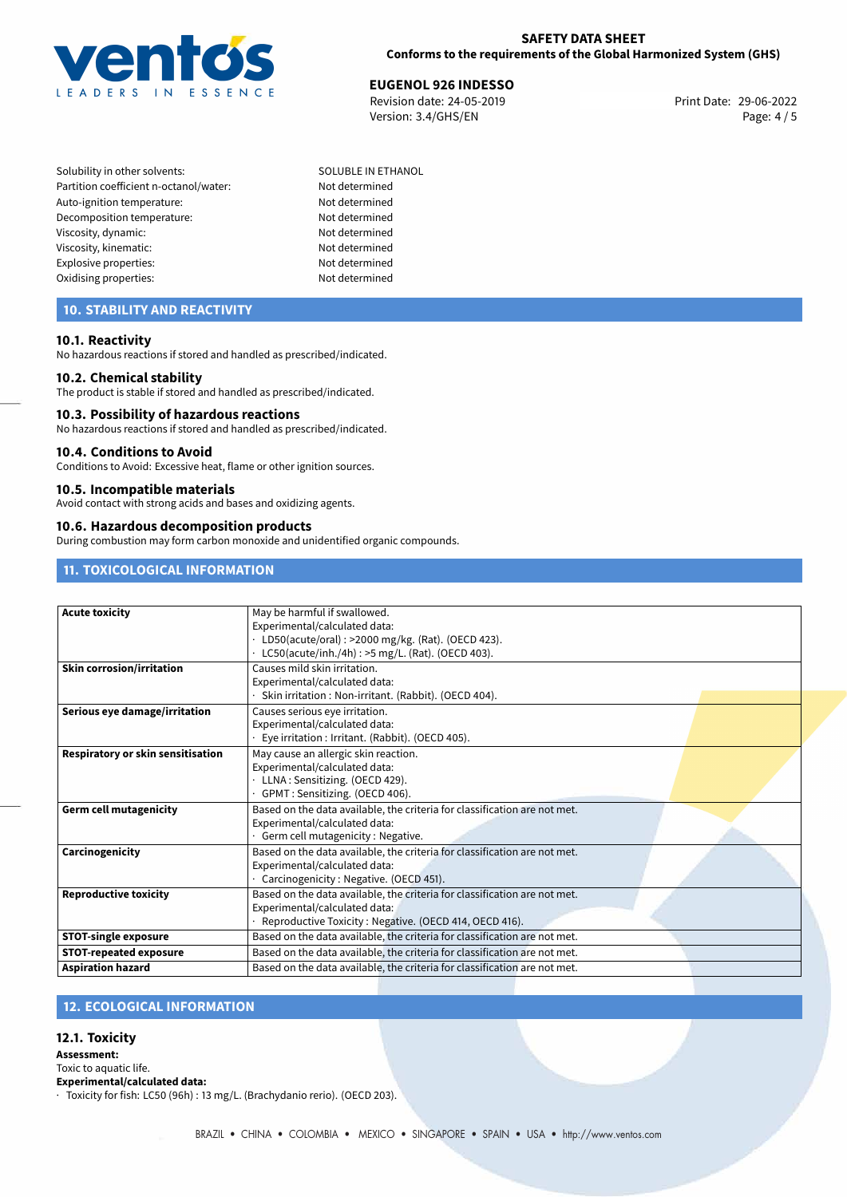| | |
|---|---|
| Solubility in other solvents: | SOLUBLE IN ETHANOL |
| Partition coefficient n-octanol/water: | Not determined |
| Auto-ignition temperature: | Not determined |
| Decomposition temperature: | Not determined |
| Viscosity, dynamic: | Not determined |
| Viscosity, kinematic: | Not determined |
| Explosive properties: | Not determined |
| Oxidising properties: | Not determined |

## 10. STABILITY AND REACTIVITY

### 10.1. Reactivity

No hazardous reactions if stored and handled as prescribed/indicated.

### 10.2. Chemical stability

The product is stable if stored and handled as prescribed/indicated.

### 10.3. Possibility of hazardous reactions

No hazardous reactions if stored and handled as prescribed/indicated.

### 10.4. Conditions to Avoid

Conditions to Avoid: Excessive heat, flame or other ignition sources.

### 10.5. Incompatible materials

Avoid contact with strong acids and bases and oxidizing agents.

### 10.6. Hazardous decomposition products

During combustion may form carbon monoxide and unidentified organic compounds.

## 11. TOXICOLOGICAL INFORMATION

| | |
|---|---|
| **Acute toxicity** | May be harmful if swallowed.<br>Experimental/calculated data:<br>· LD50(acute/oral) : >2000 mg/kg. (Rat). (OECD 423).<br>· LC50(acute/inh./4h) : >5 mg/L. (Rat). (OECD 403). |
| **Skin corrosion/irritation** | Causes mild skin irritation.<br>Experimental/calculated data:<br>· Skin irritation : Non-irritant. (Rabbit). (OECD 404). |
| **Serious eye damage/irritation** | Causes serious eye irritation.<br>Experimental/calculated data:<br>· Eye irritation : Irritant. (Rabbit). (OECD 405). |
| **Respiratory or skin sensitisation** | May cause an allergic skin reaction.<br>Experimental/calculated data:<br>· LLNA : Sensitizing. (OECD 429).<br>· GPMT : Sensitizing. (OECD 406). |
| **Germ cell mutagenicity** | Based on the data available, the criteria for classification are not met.<br>Experimental/calculated data:<br>· Germ cell mutagenicity : Negative. |
| **Carcinogenicity** | Based on the data available, the criteria for classification are not met.<br>Experimental/calculated data:<br>· Carcinogenicity : Negative. (OECD 451). |
| **Reproductive toxicity** | Based on the data available, the criteria for classification are not met.<br>Experimental/calculated data:<br>· Reproductive Toxicity : Negative. (OECD 414, OECD 416). |
| **STOT-single exposure** | Based on the data available, the criteria for classification are not met. |
| **STOT-repeated exposure** | Based on the data available, the criteria for classification are not met. |
| **Aspiration hazard** | Based on the data available, the criteria for classification are not met. |

## 12. ECOLOGICAL INFORMATION

### 12.1. Toxicity

**Assessment:**

Toxic to aquatic life.

**Experimental/calculated data:**

· Toxicity for fish: LC50 (96h) : 13 mg/L. (Brachydanio rerio). (OECD 203).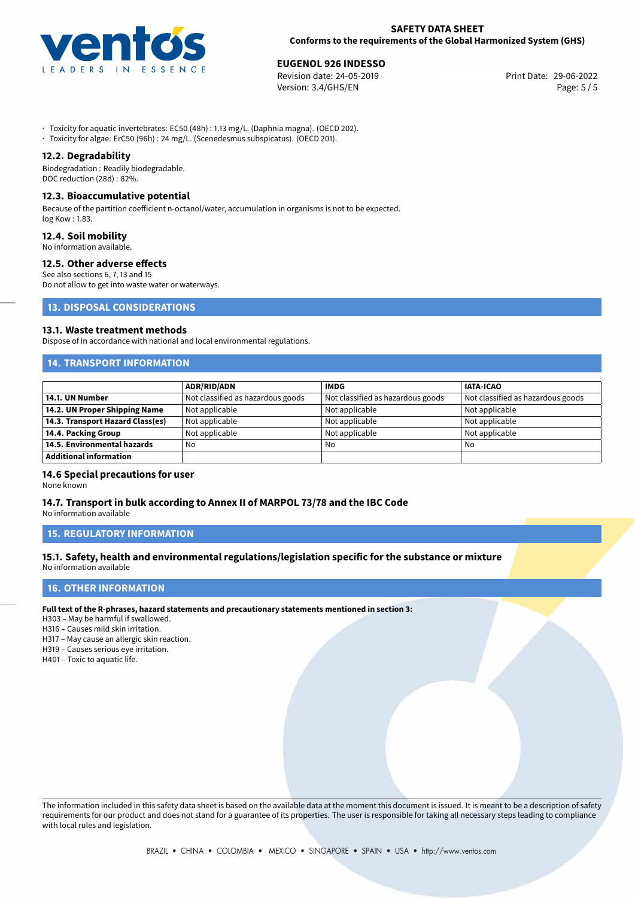· Toxicity for aquatic invertebrates: EC50 (48h) : 1.13 mg/L. (Daphnia magna). (OECD 202).
· Toxicity for algae: ErC50 (96h) : 24 mg/L. (Scenedesmus subspicatus). (OECD 201).

### 12.2. Degradability

Biodegradation : Readily biodegradable.
DOC reduction (28d) : 82%.

### 12.3. Bioaccumulative potential

Because of the partition coefficient n-octanol/water, accumulation in organisms is not to be expected.
log Kow : 1.83.

### 12.4. Soil mobility

No information available.

### 12.5. Other adverse effects

See also sections 6, 7, 13 and 15
Do not allow to get into waste water or waterways.

## 13. DISPOSAL CONSIDERATIONS

### 13.1. Waste treatment methods

Dispose of in accordance with national and local environmental regulations.

## 14. TRANSPORT INFORMATION

| | ADR/RID/ADN | IMDG | IATA-ICAO |
|---|---|---|---|
| **14.1. UN Number** | Not classified as hazardous goods | Not classified as hazardous goods | Not classified as hazardous goods |
| **14.2. UN Proper Shipping Name** | Not applicable | Not applicable | Not applicable |
| **14.3. Transport Hazard Class(es)** | Not applicable | Not applicable | Not applicable |
| **14.4. Packing Group** | Not applicable | Not applicable | Not applicable |
| **14.5. Environmental hazards** | No | No | No |
| **Additional information** | | | |

### 14.6 Special precautions for user

None known

### 14.7. Transport in bulk according to Annex II of MARPOL 73/78 and the IBC Code

No information available

## 15. REGULATORY INFORMATION

### 15.1. Safety, health and environmental regulations/legislation specific for the substance or mixture

No information available

## 16. OTHER INFORMATION

**Full text of the R-phrases, hazard statements and precautionary statements mentioned in section 3:**

H303 – May be harmful if swallowed.
H316 – Causes mild skin irritation.
H317 – May cause an allergic skin reaction.
H319 – Causes serious eye irritation.
H401 – Toxic to aquatic life.

The information included in this safety data sheet is based on the available data at the moment this document is issued. It is meant to be a description of safety requirements for our product and does not stand for a guarantee of its properties. The user is responsible for taking all necessary steps leading to compliance with local rules and legislation.